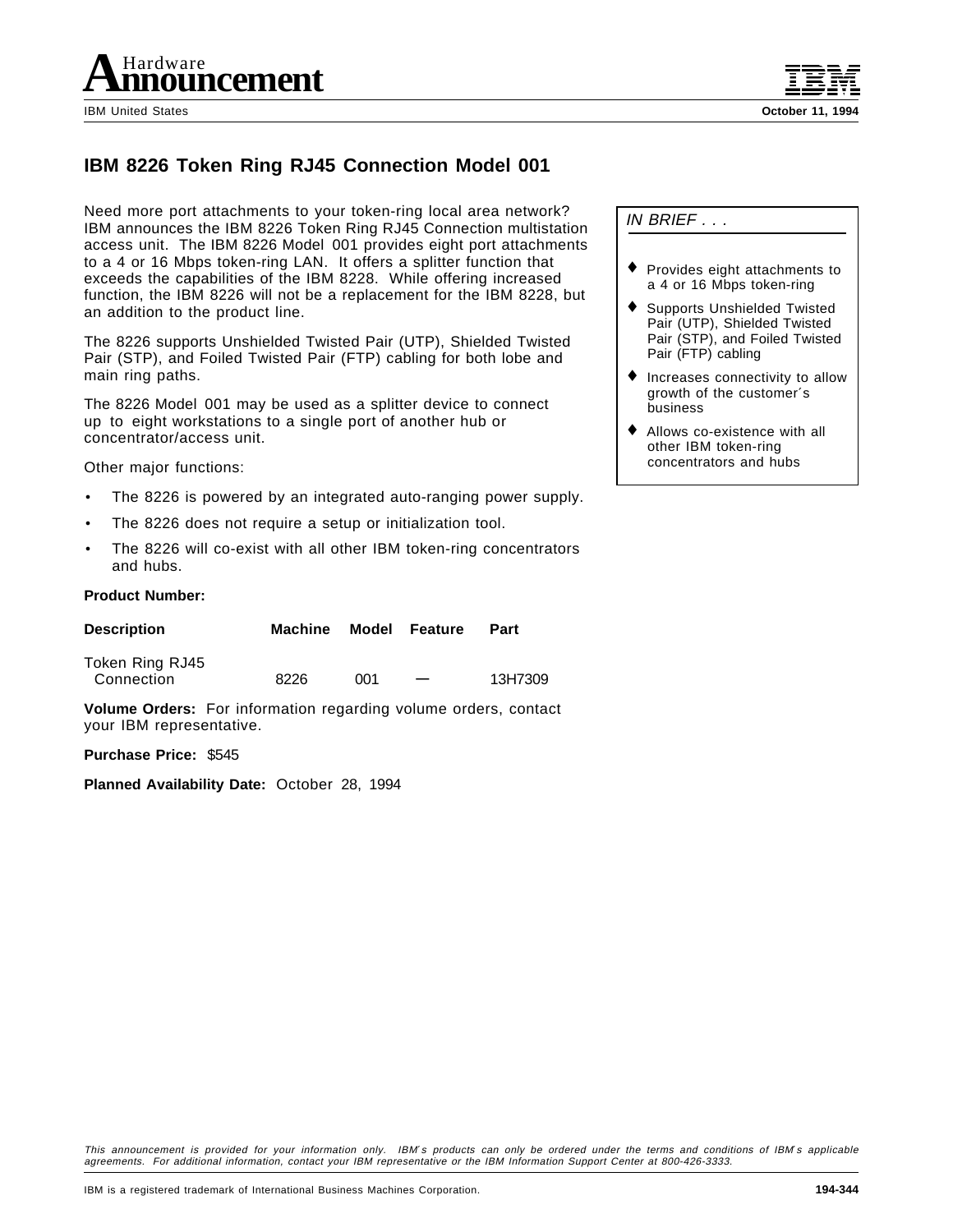Hardware Announcement

IBM United States

October 11, 1994

# IBM 8226 Token Ring RJ45 Connection Model 001

Need more port attachments to your token-ring local area network? IBM announces the IBM 8226 Token Ring RJ45 Connection multistation access unit. The IBM 8226 Model 001 provides eight port attachments to a 4 or 16 Mbps token-ring LAN. It offers a splitter function that exceeds the capabilities of the IBM 8228. While offering increased function, the IBM 8226 will not be a replacement for the IBM 8228, but an addition to the product line.

The 8226 supports Unshielded Twisted Pair (UTP), Shielded Twisted Pair (STP), and Foiled Twisted Pair (FTP) cabling for both lobe and main ring paths.

The 8226 Model 001 may be used as a splitter device to connect up to eight workstations to a single port of another hub or concentrator/access unit.

Other major functions:

- The 8226 is powered by an integrated auto-ranging power supply.
- The 8226 does not require a setup or initialization tool.
- The 8226 will co-exist with all other IBM token-ring concentrators and hubs.

*IN BRIEF . . .*

- Provides eight attachments to a 4 or 16 Mbps token-ring
- Supports Unshielded Twisted Pair (UTP), Shielded Twisted Pair (STP), and Foiled Twisted Pair (FTP) cabling
- Increases connectivity to allow growth of the customer's business
- Allows co-existence with all other IBM token-ring concentrators and hubs

**Product Number:**

| Description | Machine | Model | Feature | Part |
|---|---|---|---|---|
| Token Ring RJ45 Connection | 8226 | 001 | — | 13H7309 |

**Volume Orders:** For information regarding volume orders, contact your IBM representative.

**Purchase Price:** $545

**Planned Availability Date:** October 28, 1994

*This announcement is provided for your information only. IBM's products can only be ordered under the terms and conditions of IBM's applicable agreements. For additional information, contact your IBM representative or the IBM Information Support Center at 800-426-3333.*

IBM is a registered trademark of International Business Machines Corporation.

194-344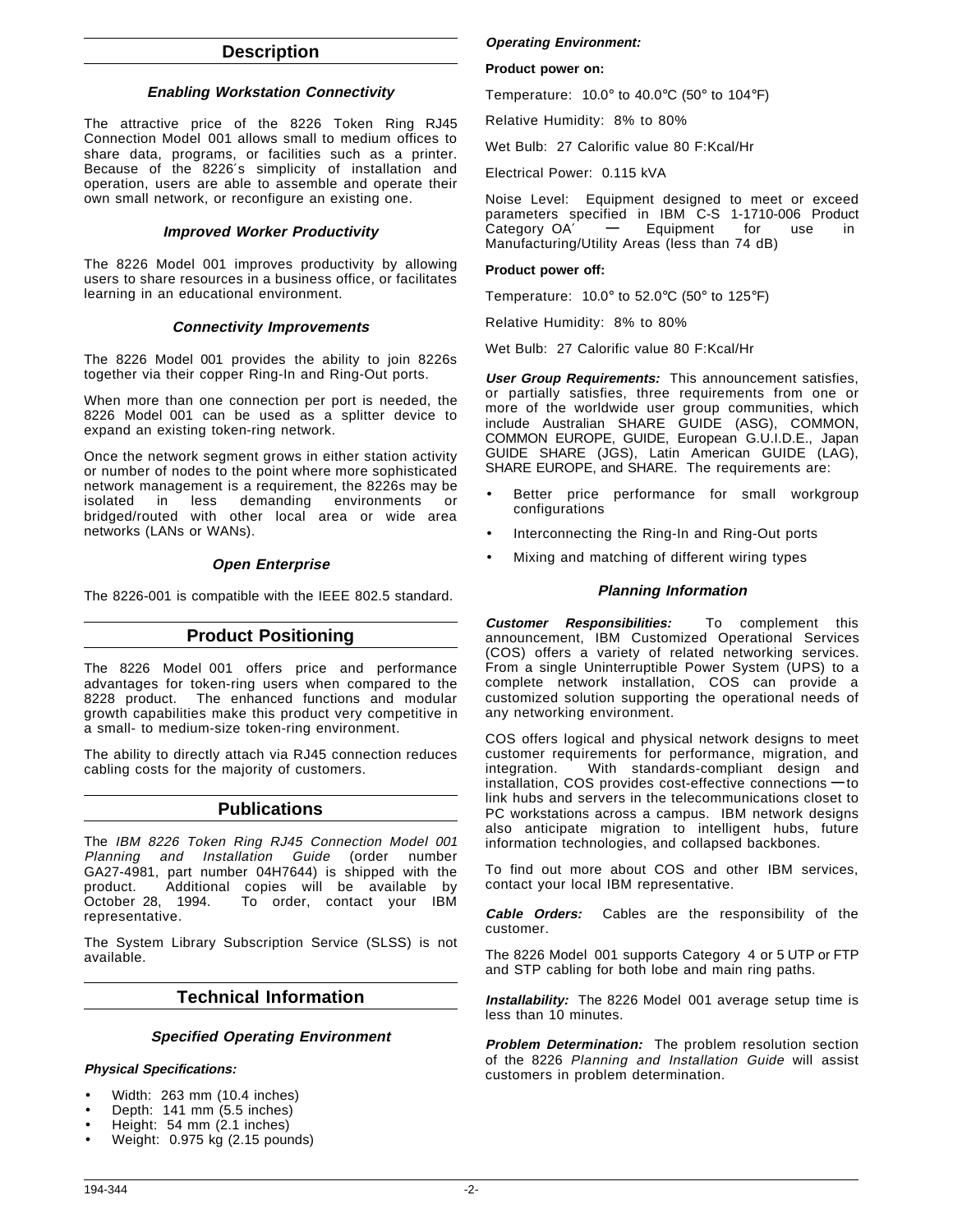## Description

### *Enabling Workstation Connectivity*

The attractive price of the 8226 Token Ring RJ45 Connection Model 001 allows small to medium offices to share data, programs, or facilities such as a printer. Because of the 8226′s simplicity of installation and operation, users are able to assemble and operate their own small network, or reconfigure an existing one.

### *Improved Worker Productivity*

The 8226 Model 001 improves productivity by allowing users to share resources in a business office, or facilitates learning in an educational environment.

### *Connectivity Improvements*

The 8226 Model 001 provides the ability to join 8226s together via their copper Ring-In and Ring-Out ports.

When more than one connection per port is needed, the 8226 Model 001 can be used as a splitter device to expand an existing token-ring network.

Once the network segment grows in either station activity or number of nodes to the point where more sophisticated network management is a requirement, the 8226s may be isolated in less demanding environments or bridged/routed with other local area or wide area networks (LANs or WANs).

### *Open Enterprise*

The 8226-001 is compatible with the IEEE 802.5 standard.

## Product Positioning

The 8226 Model 001 offers price and performance advantages for token-ring users when compared to the 8228 product. The enhanced functions and modular growth capabilities make this product very competitive in a small- to medium-size token-ring environment.

The ability to directly attach via RJ45 connection reduces cabling costs for the majority of customers.

## Publications

The *IBM 8226 Token Ring RJ45 Connection Model 001 Planning and Installation Guide* (order number GA27-4981, part number 04H7644) is shipped with the product. Additional copies will be available by October 28, 1994. To order, contact your IBM representative.

The System Library Subscription Service (SLSS) is not available.

## Technical Information

### *Specified Operating Environment*

***Physical Specifications:***

- Width: 263 mm (10.4 inches)
- Depth: 141 mm (5.5 inches)
- Height: 54 mm (2.1 inches)
- Weight: 0.975 kg (2.15 pounds)

***Operating Environment:***

**Product power on:**

Temperature: 10.0° to 40.0°C (50° to 104°F)

Relative Humidity: 8% to 80%

Wet Bulb: 27 Calorific value 80 F:Kcal/Hr

Electrical Power: 0.115 kVA

Noise Level: Equipment designed to meet or exceed parameters specified in IBM C-S 1-1710-006 Product Category OA′ — Equipment for use in Manufacturing/Utility Areas (less than 74 dB)

**Product power off:**

Temperature: 10.0° to 52.0°C (50° to 125°F)

Relative Humidity: 8% to 80%

Wet Bulb: 27 Calorific value 80 F:Kcal/Hr

***User Group Requirements:*** This announcement satisfies, or partially satisfies, three requirements from one or more of the worldwide user group communities, which include Australian SHARE GUIDE (ASG), COMMON, COMMON EUROPE, GUIDE, European G.U.I.D.E., Japan GUIDE SHARE (JGS), Latin American GUIDE (LAG), SHARE EUROPE, and SHARE. The requirements are:

- Better price performance for small workgroup configurations
- Interconnecting the Ring-In and Ring-Out ports
- Mixing and matching of different wiring types

### *Planning Information*

***Customer Responsibilities:*** To complement this announcement, IBM Customized Operational Services (COS) offers a variety of related networking services. From a single Uninterruptible Power System (UPS) to a complete network installation, COS can provide a customized solution supporting the operational needs of any networking environment.

COS offers logical and physical network designs to meet customer requirements for performance, migration, and integration. With standards-compliant design and installation, COS provides cost-effective connections — to link hubs and servers in the telecommunications closet to PC workstations across a campus. IBM network designs also anticipate migration to intelligent hubs, future information technologies, and collapsed backbones.

To find out more about COS and other IBM services, contact your local IBM representative.

***Cable Orders:*** Cables are the responsibility of the customer.

The 8226 Model 001 supports Category 4 or 5 UTP or FTP and STP cabling for both lobe and main ring paths.

***Installability:*** The 8226 Model 001 average setup time is less than 10 minutes.

***Problem Determination:*** The problem resolution section of the 8226 *Planning and Installation Guide* will assist customers in problem determination.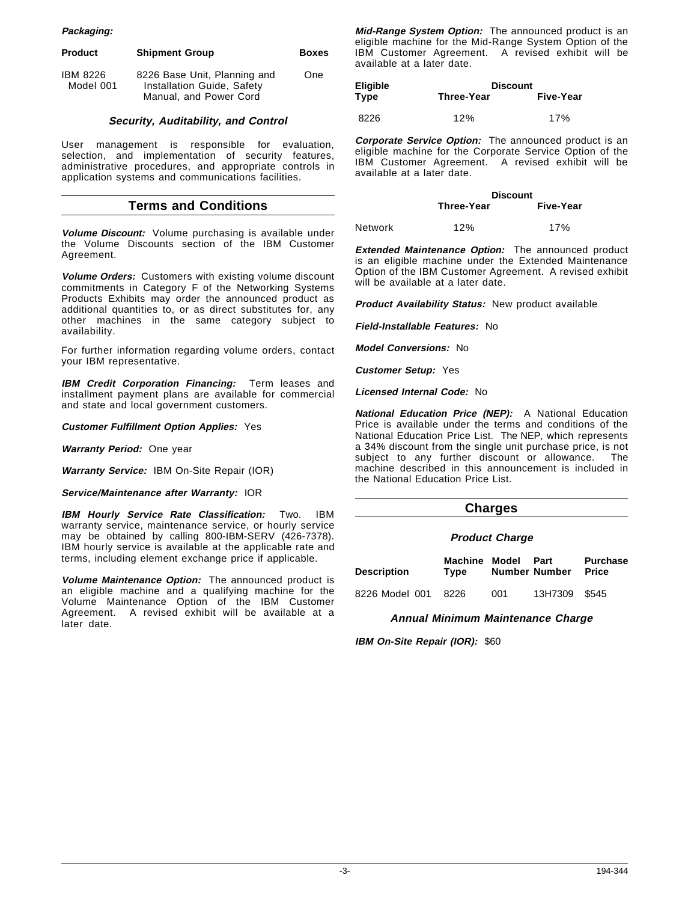***Packaging:***

| Product | Shipment Group | Boxes |
|---|---|---|
| IBM 8226 Model 001 | 8226 Base Unit, Planning and Installation Guide, Safety Manual, and Power Cord | One |

### *Security, Auditability, and Control*

User management is responsible for evaluation, selection, and implementation of security features, administrative procedures, and appropriate controls in application systems and communications facilities.

## Terms and Conditions

***Volume Discount:*** Volume purchasing is available under the Volume Discounts section of the IBM Customer Agreement.

***Volume Orders:*** Customers with existing volume discount commitments in Category F of the Networking Systems Products Exhibits may order the announced product as additional quantities to, or as direct substitutes for, any other machines in the same category subject to availability.

For further information regarding volume orders, contact your IBM representative.

***IBM Credit Corporation Financing:*** Term leases and installment payment plans are available for commercial and state and local government customers.

***Customer Fulfillment Option Applies:*** Yes

***Warranty Period:*** One year

***Warranty Service:*** IBM On-Site Repair (IOR)

***Service/Maintenance after Warranty:*** IOR

***IBM Hourly Service Rate Classification:*** Two. IBM warranty service, maintenance service, or hourly service may be obtained by calling 800-IBM-SERV (426-7378). IBM hourly service is available at the applicable rate and terms, including element exchange price if applicable.

***Volume Maintenance Option:*** The announced product is an eligible machine and a qualifying machine for the Volume Maintenance Option of the IBM Customer Agreement. A revised exhibit will be available at a later date.

***Mid-Range System Option:*** The announced product is an eligible machine for the Mid-Range System Option of the IBM Customer Agreement. A revised exhibit will be available at a later date.

| Eligible | Discount | |
|---|---|---|
| Type | Three-Year | Five-Year |
| 8226 | 12% | 17% |

***Corporate Service Option:*** The announced product is an eligible machine for the Corporate Service Option of the IBM Customer Agreement. A revised exhibit will be available at a later date.

| | Discount | |
|---|---|---|
| | Three-Year | Five-Year |
| Network | 12% | 17% |

***Extended Maintenance Option:*** The announced product is an eligible machine under the Extended Maintenance Option of the IBM Customer Agreement. A revised exhibit will be available at a later date.

***Product Availability Status:*** New product available

***Field-Installable Features:*** No

***Model Conversions:*** No

***Customer Setup:*** Yes

***Licensed Internal Code:*** No

***National Education Price (NEP):*** A National Education Price is available under the terms and conditions of the National Education Price List. The NEP, which represents a 34% discount from the single unit purchase price, is not subject to any further discount or allowance. The machine described in this announcement is included in the National Education Price List.

## Charges

### *Product Charge*

| Description | Machine Type | Model Number | Part Number | Purchase Price |
|---|---|---|---|---|
| 8226 Model 001 | 8226 | 001 | 13H7309 | $545 |

### *Annual Minimum Maintenance Charge*

***IBM On-Site Repair (IOR):*** $60